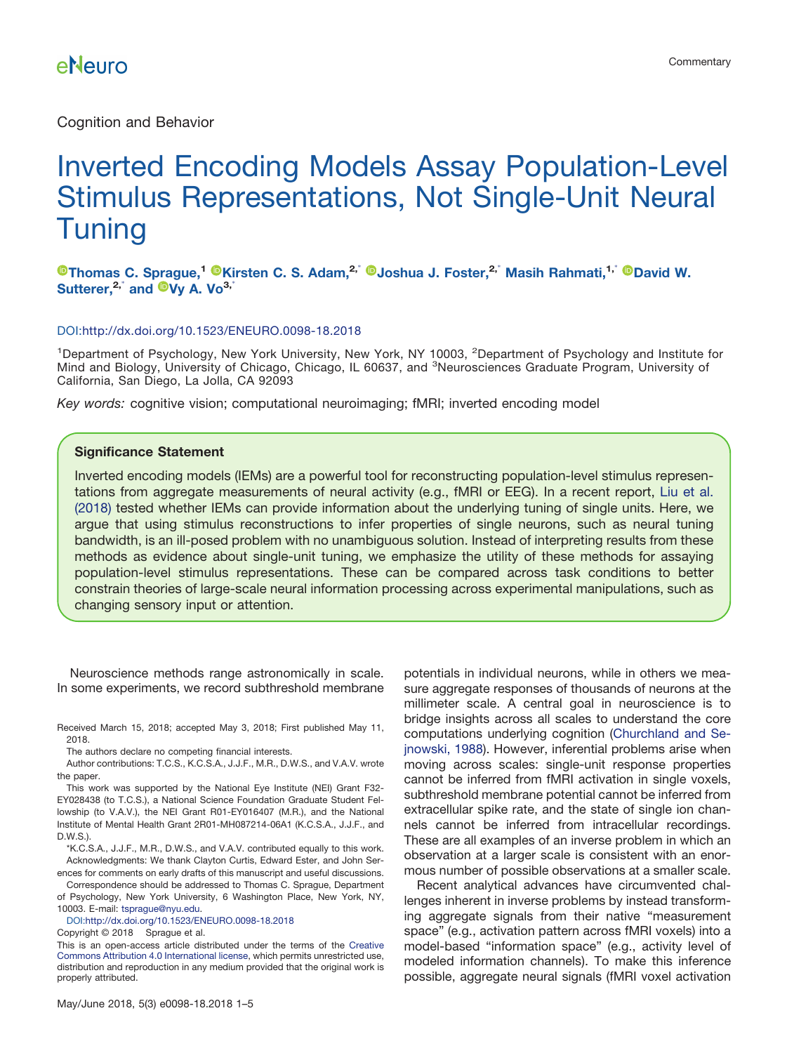Cognition and Behavior

# Inverted Encoding Models Assay Population-Level Stimulus Representations, Not Single-Unit Neural Tuning

**Thomas C. Sprague,[1] Kirsten C. S. Adam,[2,*] Joshua J. Foster,[2,*] Masih Rahmati,[1,*] David W. Sutterer,[2,*] and Vy A. Vo[3,*]**

DOI:http://dx.doi.org/10.1523/ENEURO.0098-18.2018

[1]Department of Psychology, New York University, New York, NY 10003, [2]Department of Psychology and Institute for Mind and Biology, University of Chicago, Chicago, IL 60637, and [3]Neurosciences Graduate Program, University of California, San Diego, La Jolla, CA 92093

*Key words:* cognitive vision; computational neuroimaging; fMRI; inverted encoding model

## Significance Statement

Inverted encoding models (IEMs) are a powerful tool for reconstructing population-level stimulus representations from aggregate measurements of neural activity (e.g., fMRI or EEG). In a recent report, Liu et al. (2018) tested whether IEMs can provide information about the underlying tuning of single units. Here, we argue that using stimulus reconstructions to infer properties of single neurons, such as neural tuning bandwidth, is an ill-posed problem with no unambiguous solution. Instead of interpreting results from these methods as evidence about single-unit tuning, we emphasize the utility of these methods for assaying population-level stimulus representations. These can be compared across task conditions to better constrain theories of large-scale neural information processing across experimental manipulations, such as changing sensory input or attention.

Neuroscience methods range astronomically in scale. In some experiments, we record subthreshold membrane potentials in individual neurons, while in others we measure aggregate responses of thousands of neurons at the millimeter scale. A central goal in neuroscience is to bridge insights across all scales to understand the core computations underlying cognition (Churchland and Sejnowski, 1988). However, inferential problems arise when moving across scales: single-unit response properties cannot be inferred from fMRI activation in single voxels, subthreshold membrane potential cannot be inferred from extracellular spike rate, and the state of single ion channels cannot be inferred from intracellular recordings. These are all examples of an inverse problem in which an observation at a larger scale is consistent with an enormous number of possible observations at a smaller scale.

Recent analytical advances have circumvented challenges inherent in inverse problems by instead transforming aggregate signals from their native "measurement space" (e.g., activation pattern across fMRI voxels) into a model-based "information space" (e.g., activity level of modeled information channels). To make this inference possible, aggregate neural signals (fMRI voxel activation

Received March 15, 2018; accepted May 3, 2018; First published May 11, 2018.

The authors declare no competing financial interests.

Author contributions: T.C.S., K.C.S.A., J.J.F., M.R., D.W.S., and V.A.V. wrote the paper.

This work was supported by the National Eye Institute (NEI) Grant F32-EY028438 (to T.C.S.), a National Science Foundation Graduate Student Fellowship (to V.A.V.), the NEI Grant R01-EY016407 (M.R.), and the National Institute of Mental Health Grant 2R01-MH087214-06A1 (K.C.S.A., J.J.F., and D.W.S.).

*K.C.S.A., J.J.F., M.R., D.W.S., and V.A.V. contributed equally to this work.

Acknowledgments: We thank Clayton Curtis, Edward Ester, and John Serences for comments on early drafts of this manuscript and useful discussions.

Correspondence should be addressed to Thomas C. Sprague, Department of Psychology, New York University, 6 Washington Place, New York, NY, 10003. E-mail: tsprague@nyu.edu.

DOI:http://dx.doi.org/10.1523/ENEURO.0098-18.2018

Copyright © 2018 Sprague et al.

This is an open-access article distributed under the terms of the Creative Commons Attribution 4.0 International license, which permits unrestricted use, distribution and reproduction in any medium provided that the original work is properly attributed.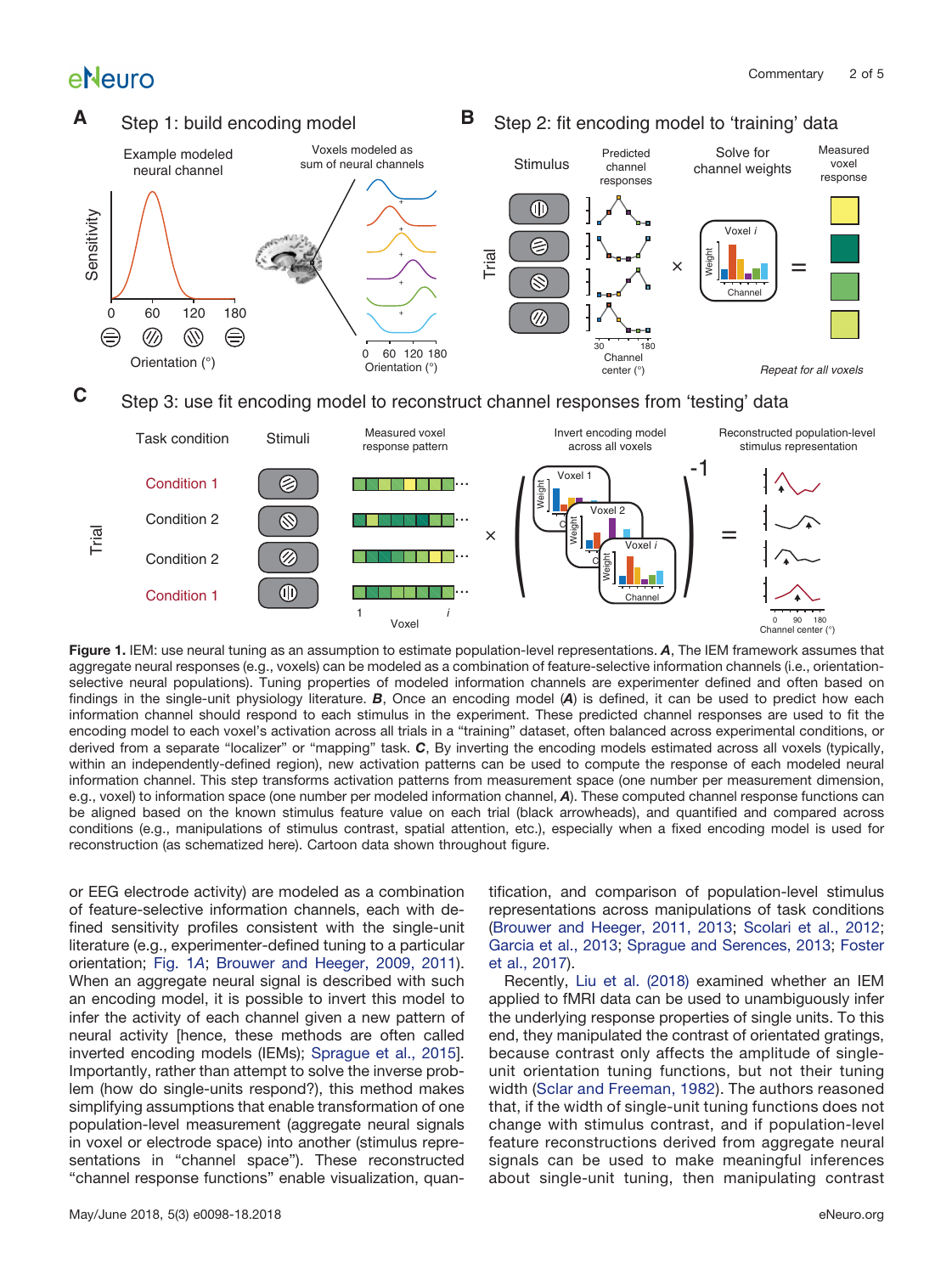**Figure 1.** IEM: use neural tuning as an assumption to estimate population-level representations. ***A***, The IEM framework assumes that aggregate neural responses (e.g., voxels) can be modeled as a combination of feature-selective information channels (i.e., orientation-selective neural populations). Tuning properties of modeled information channels are experimenter defined and often based on findings in the single-unit physiology literature. ***B***, Once an encoding model (***A***) is defined, it can be used to predict how each information channel should respond to each stimulus in the experiment. These predicted channel responses are used to fit the encoding model to each voxel's activation across all trials in a "training" dataset, often balanced across experimental conditions, or derived from a separate "localizer" or "mapping" task. ***C***, By inverting the encoding models estimated across all voxels (typically, within an independently-defined region), new activation patterns can be used to compute the response of each modeled neural information channel. This step transforms activation patterns from measurement space (one number per measurement dimension, e.g., voxel) to information space (one number per modeled information channel, ***A***). These computed channel response functions can be aligned based on the known stimulus feature value on each trial (black arrowheads), and quantified and compared across conditions (e.g., manipulations of stimulus contrast, spatial attention, etc.), especially when a fixed encoding model is used for reconstruction (as schematized here). Cartoon data shown throughout figure.

or EEG electrode activity) are modeled as a combination of feature-selective information channels, each with defined sensitivity profiles consistent with the single-unit literature (e.g., experimenter-defined tuning to a particular orientation; Fig. 1A; Brouwer and Heeger, 2009, 2011). When an aggregate neural signal is described with such an encoding model, it is possible to invert this model to infer the activity of each channel given a new pattern of neural activity [hence, these methods are often called inverted encoding models (IEMs); Sprague et al., 2015]. Importantly, rather than attempt to solve the inverse problem (how do single-units respond?), this method makes simplifying assumptions that enable transformation of one population-level measurement (aggregate neural signals in voxel or electrode space) into another (stimulus representations in "channel space"). These reconstructed "channel response functions" enable visualization, quantification, and comparison of population-level stimulus representations across manipulations of task conditions (Brouwer and Heeger, 2011, 2013; Scolari et al., 2012; Garcia et al., 2013; Sprague and Serences, 2013; Foster et al., 2017).

Recently, Liu et al. (2018) examined whether an IEM applied to fMRI data can be used to unambiguously infer the underlying response properties of single units. To this end, they manipulated the contrast of orientated gratings, because contrast only affects the amplitude of single-unit orientation tuning functions, but not their tuning width (Sclar and Freeman, 1982). The authors reasoned that, if the width of single-unit tuning functions does not change with stimulus contrast, and if population-level feature reconstructions derived from aggregate neural signals can be used to make meaningful inferences about single-unit tuning, then manipulating contrast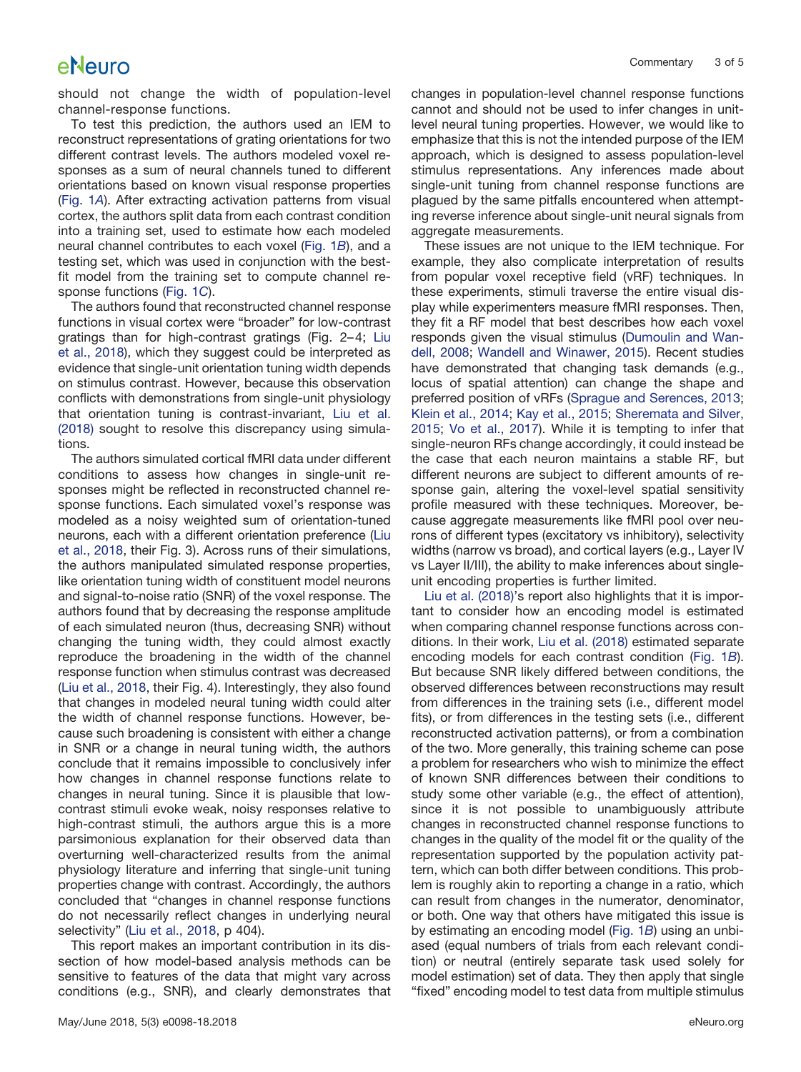should not change the width of population-level channel-response functions.

To test this prediction, the authors used an IEM to reconstruct representations of grating orientations for two different contrast levels. The authors modeled voxel responses as a sum of neural channels tuned to different orientations based on known visual response properties (Fig. 1A). After extracting activation patterns from visual cortex, the authors split data from each contrast condition into a training set, used to estimate how each modeled neural channel contributes to each voxel (Fig. 1B), and a testing set, which was used in conjunction with the best-fit model from the training set to compute channel response functions (Fig. 1C).

The authors found that reconstructed channel response functions in visual cortex were "broader" for low-contrast gratings than for high-contrast gratings (Fig. 2–4; Liu et al., 2018), which they suggest could be interpreted as evidence that single-unit orientation tuning width depends on stimulus contrast. However, because this observation conflicts with demonstrations from single-unit physiology that orientation tuning is contrast-invariant, Liu et al. (2018) sought to resolve this discrepancy using simulations.

The authors simulated cortical fMRI data under different conditions to assess how changes in single-unit responses might be reflected in reconstructed channel response functions. Each simulated voxel's response was modeled as a noisy weighted sum of orientation-tuned neurons, each with a different orientation preference (Liu et al., 2018, their Fig. 3). Across runs of their simulations, the authors manipulated simulated response properties, like orientation tuning width of constituent model neurons and signal-to-noise ratio (SNR) of the voxel response. The authors found that by decreasing the response amplitude of each simulated neuron (thus, decreasing SNR) without changing the tuning width, they could almost exactly reproduce the broadening in the width of the channel response function when stimulus contrast was decreased (Liu et al., 2018, their Fig. 4). Interestingly, they also found that changes in modeled neural tuning width could alter the width of channel response functions. However, because such broadening is consistent with either a change in SNR or a change in neural tuning width, the authors conclude that it remains impossible to conclusively infer how changes in channel response functions relate to changes in neural tuning. Since it is plausible that low-contrast stimuli evoke weak, noisy responses relative to high-contrast stimuli, the authors argue this is a more parsimonious explanation for their observed data than overturning well-characterized results from the animal physiology literature and inferring that single-unit tuning properties change with contrast. Accordingly, the authors concluded that "changes in channel response functions do not necessarily reflect changes in underlying neural selectivity" (Liu et al., 2018, p 404).

This report makes an important contribution in its dissection of how model-based analysis methods can be sensitive to features of the data that might vary across conditions (e.g., SNR), and clearly demonstrates that changes in population-level channel response functions cannot and should not be used to infer changes in unit-level neural tuning properties. However, we would like to emphasize that this is not the intended purpose of the IEM approach, which is designed to assess population-level stimulus representations. Any inferences made about single-unit tuning from channel response functions are plagued by the same pitfalls encountered when attempting reverse inference about single-unit neural signals from aggregate measurements.

These issues are not unique to the IEM technique. For example, they also complicate interpretation of results from popular voxel receptive field (vRF) techniques. In these experiments, stimuli traverse the entire visual display while experimenters measure fMRI responses. Then, they fit a RF model that best describes how each voxel responds given the visual stimulus (Dumoulin and Wandell, 2008; Wandell and Winawer, 2015). Recent studies have demonstrated that changing task demands (e.g., locus of spatial attention) can change the shape and preferred position of vRFs (Sprague and Serences, 2013; Klein et al., 2014; Kay et al., 2015; Sheremata and Silver, 2015; Vo et al., 2017). While it is tempting to infer that single-neuron RFs change accordingly, it could instead be the case that each neuron maintains a stable RF, but different neurons are subject to different amounts of response gain, altering the voxel-level spatial sensitivity profile measured with these techniques. Moreover, because aggregate measurements like fMRI pool over neurons of different types (excitatory vs inhibitory), selectivity widths (narrow vs broad), and cortical layers (e.g., Layer IV vs Layer II/III), the ability to make inferences about single-unit encoding properties is further limited.

Liu et al. (2018)'s report also highlights that it is important to consider how an encoding model is estimated when comparing channel response functions across conditions. In their work, Liu et al. (2018) estimated separate encoding models for each contrast condition (Fig. 1B). But because SNR likely differed between conditions, the observed differences between reconstructions may result from differences in the training sets (i.e., different model fits), or from differences in the testing sets (i.e., different reconstructed activation patterns), or from a combination of the two. More generally, this training scheme can pose a problem for researchers who wish to minimize the effect of known SNR differences between their conditions to study some other variable (e.g., the effect of attention), since it is not possible to unambiguously attribute changes in reconstructed channel response functions to changes in the quality of the model fit or the quality of the representation supported by the population activity pattern, which can both differ between conditions. This problem is roughly akin to reporting a change in a ratio, which can result from changes in the numerator, denominator, or both. One way that others have mitigated this issue is by estimating an encoding model (Fig. 1B) using an unbiased (equal numbers of trials from each relevant condition) or neutral (entirely separate task used solely for model estimation) set of data. They then apply that single "fixed" encoding model to test data from multiple stimulus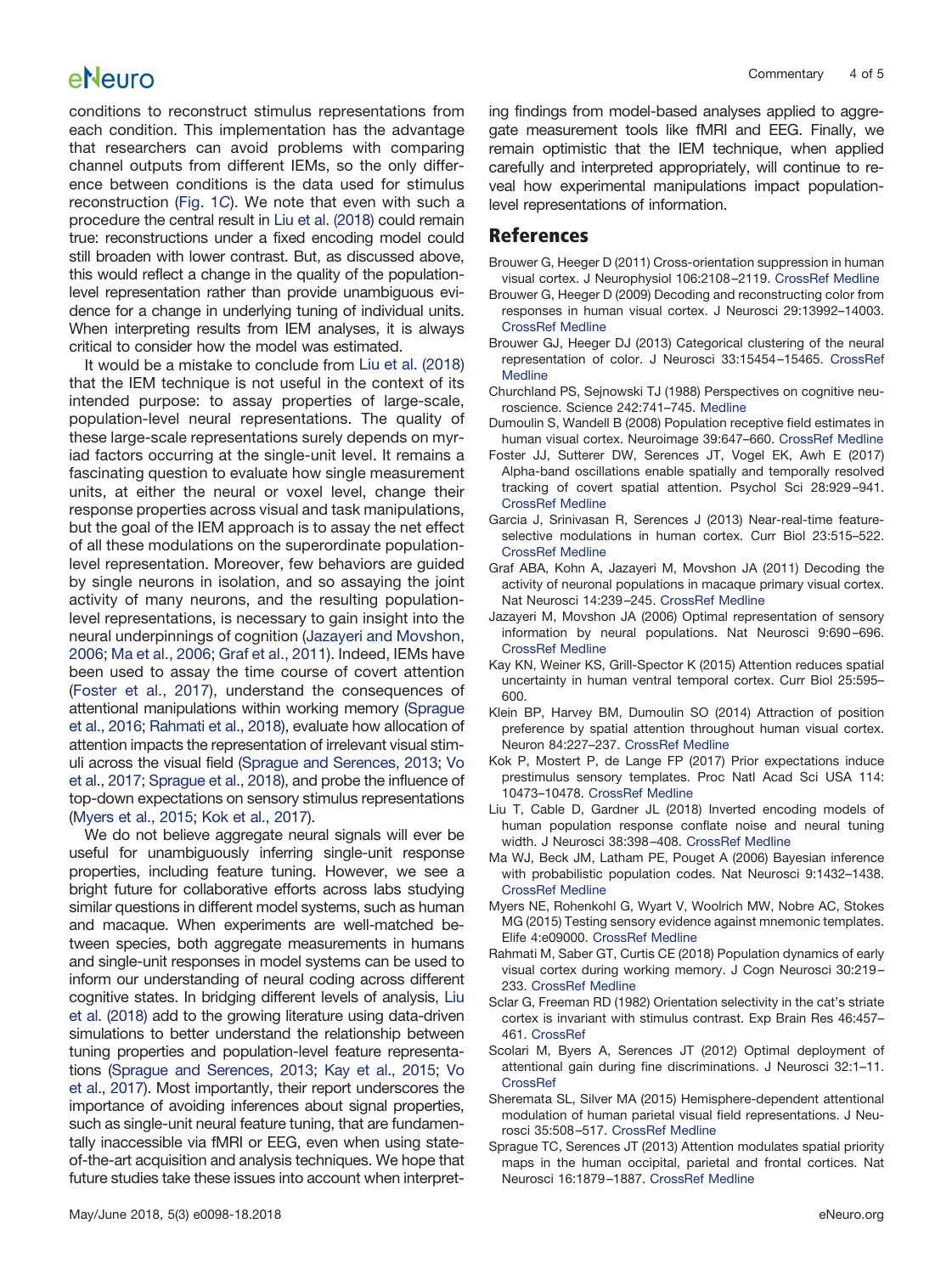conditions to reconstruct stimulus representations from each condition. This implementation has the advantage that researchers can avoid problems with comparing channel outputs from different IEMs, so the only difference between conditions is the data used for stimulus reconstruction (Fig. 1C). We note that even with such a procedure the central result in Liu et al. (2018) could remain true: reconstructions under a fixed encoding model could still broaden with lower contrast. But, as discussed above, this would reflect a change in the quality of the population-level representation rather than provide unambiguous evidence for a change in underlying tuning of individual units. When interpreting results from IEM analyses, it is always critical to consider how the model was estimated.

It would be a mistake to conclude from Liu et al. (2018) that the IEM technique is not useful in the context of its intended purpose: to assay properties of large-scale, population-level neural representations. The quality of these large-scale representations surely depends on myriad factors occurring at the single-unit level. It remains a fascinating question to evaluate how single measurement units, at either the neural or voxel level, change their response properties across visual and task manipulations, but the goal of the IEM approach is to assay the net effect of all these modulations on the superordinate population-level representation. Moreover, few behaviors are guided by single neurons in isolation, and so assaying the joint activity of many neurons, and the resulting population-level representations, is necessary to gain insight into the neural underpinnings of cognition (Jazayeri and Movshon, 2006; Ma et al., 2006; Graf et al., 2011). Indeed, IEMs have been used to assay the time course of covert attention (Foster et al., 2017), understand the consequences of attentional manipulations within working memory (Sprague et al., 2016; Rahmati et al., 2018), evaluate how allocation of attention impacts the representation of irrelevant visual stimuli across the visual field (Sprague and Serences, 2013; Vo et al., 2017; Sprague et al., 2018), and probe the influence of top-down expectations on sensory stimulus representations (Myers et al., 2015; Kok et al., 2017).

We do not believe aggregate neural signals will ever be useful for unambiguously inferring single-unit response properties, including feature tuning. However, we see a bright future for collaborative efforts across labs studying similar questions in different model systems, such as human and macaque. When experiments are well-matched between species, both aggregate measurements in humans and single-unit responses in model systems can be used to inform our understanding of neural coding across different cognitive states. In bridging different levels of analysis, Liu et al. (2018) add to the growing literature using data-driven simulations to better understand the relationship between tuning properties and population-level feature representations (Sprague and Serences, 2013; Kay et al., 2015; Vo et al., 2017). Most importantly, their report underscores the importance of avoiding inferences about signal properties, such as single-unit neural feature tuning, that are fundamentally inaccessible via fMRI or EEG, even when using state-of-the-art acquisition and analysis techniques. We hope that future studies take these issues into account when interpreting findings from model-based analyses applied to aggregate measurement tools like fMRI and EEG. Finally, we remain optimistic that the IEM technique, when applied carefully and interpreted appropriately, will continue to reveal how experimental manipulations impact population-level representations of information.

## References

Brouwer G, Heeger D (2011) Cross-orientation suppression in human visual cortex. J Neurophysiol 106:2108–2119. CrossRef Medline

Brouwer G, Heeger D (2009) Decoding and reconstructing color from responses in human visual cortex. J Neurosci 29:13992–14003. CrossRef Medline

Brouwer GJ, Heeger DJ (2013) Categorical clustering of the neural representation of color. J Neurosci 33:15454–15465. CrossRef Medline

Churchland PS, Sejnowski TJ (1988) Perspectives on cognitive neuroscience. Science 242:741–745. Medline

Dumoulin S, Wandell B (2008) Population receptive field estimates in human visual cortex. Neuroimage 39:647–660. CrossRef Medline

Foster JJ, Sutterer DW, Serences JT, Vogel EK, Awh E (2017) Alpha-band oscillations enable spatially and temporally resolved tracking of covert spatial attention. Psychol Sci 28:929–941. CrossRef Medline

Garcia J, Srinivasan R, Serences J (2013) Near-real-time feature-selective modulations in human cortex. Curr Biol 23:515–522. CrossRef Medline

Graf ABA, Kohn A, Jazayeri M, Movshon JA (2011) Decoding the activity of neuronal populations in macaque primary visual cortex. Nat Neurosci 14:239–245. CrossRef Medline

Jazayeri M, Movshon JA (2006) Optimal representation of sensory information by neural populations. Nat Neurosci 9:690–696. CrossRef Medline

Kay KN, Weiner KS, Grill-Spector K (2015) Attention reduces spatial uncertainty in human ventral temporal cortex. Curr Biol 25:595–600.

Klein BP, Harvey BM, Dumoulin SO (2014) Attraction of position preference by spatial attention throughout human visual cortex. Neuron 84:227–237. CrossRef Medline

Kok P, Mostert P, de Lange FP (2017) Prior expectations induce prestimulus sensory templates. Proc Natl Acad Sci USA 114:10473–10478. CrossRef Medline

Liu T, Cable D, Gardner JL (2018) Inverted encoding models of human population response conflate noise and neural tuning width. J Neurosci 38:398–408. CrossRef Medline

Ma WJ, Beck JM, Latham PE, Pouget A (2006) Bayesian inference with probabilistic population codes. Nat Neurosci 9:1432–1438. CrossRef Medline

Myers NE, Rohenkohl G, Wyart V, Woolrich MW, Nobre AC, Stokes MG (2015) Testing sensory evidence against mnemonic templates. Elife 4:e09000. CrossRef Medline

Rahmati M, Saber GT, Curtis CE (2018) Population dynamics of early visual cortex during working memory. J Cogn Neurosci 30:219–233. CrossRef Medline

Sclar G, Freeman RD (1982) Orientation selectivity in the cat's striate cortex is invariant with stimulus contrast. Exp Brain Res 46:457–461. CrossRef

Scolari M, Byers A, Serences JT (2012) Optimal deployment of attentional gain during fine discriminations. J Neurosci 32:1–11. CrossRef

Sheremata SL, Silver MA (2015) Hemisphere-dependent attentional modulation of human parietal visual field representations. J Neurosci 35:508–517. CrossRef Medline

Sprague TC, Serences JT (2013) Attention modulates spatial priority maps in the human occipital, parietal and frontal cortices. Nat Neurosci 16:1879–1887. CrossRef Medline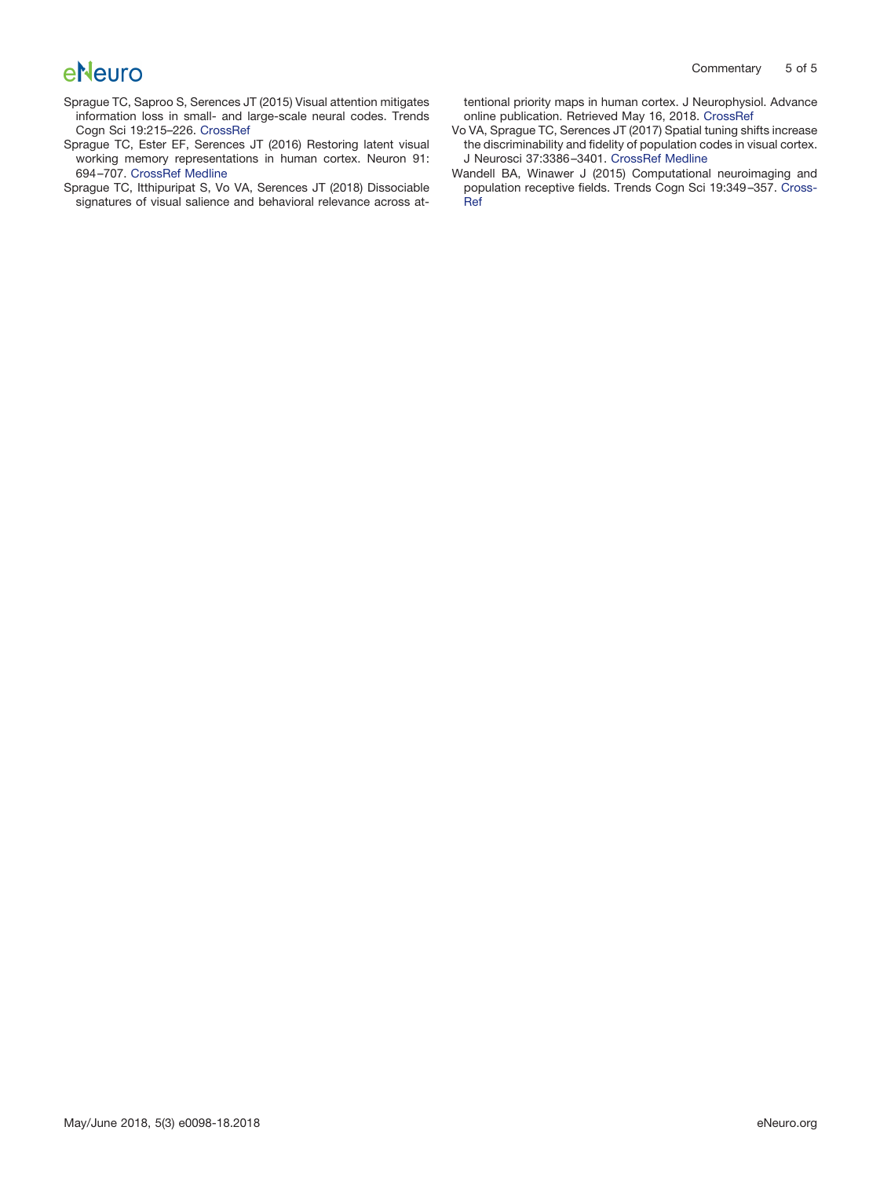Sprague TC, Saproo S, Serences JT (2015) Visual attention mitigates information loss in small- and large-scale neural codes. Trends Cogn Sci 19:215–226. CrossRef

Sprague TC, Ester EF, Serences JT (2016) Restoring latent visual working memory representations in human cortex. Neuron 91: 694–707. CrossRef Medline

Sprague TC, Itthipuripat S, Vo VA, Serences JT (2018) Dissociable signatures of visual salience and behavioral relevance across attentional priority maps in human cortex. J Neurophysiol. Advance online publication. Retrieved May 16, 2018. CrossRef

Vo VA, Sprague TC, Serences JT (2017) Spatial tuning shifts increase the discriminability and fidelity of population codes in visual cortex. J Neurosci 37:3386–3401. CrossRef Medline

Wandell BA, Winawer J (2015) Computational neuroimaging and population receptive fields. Trends Cogn Sci 19:349–357. CrossRef